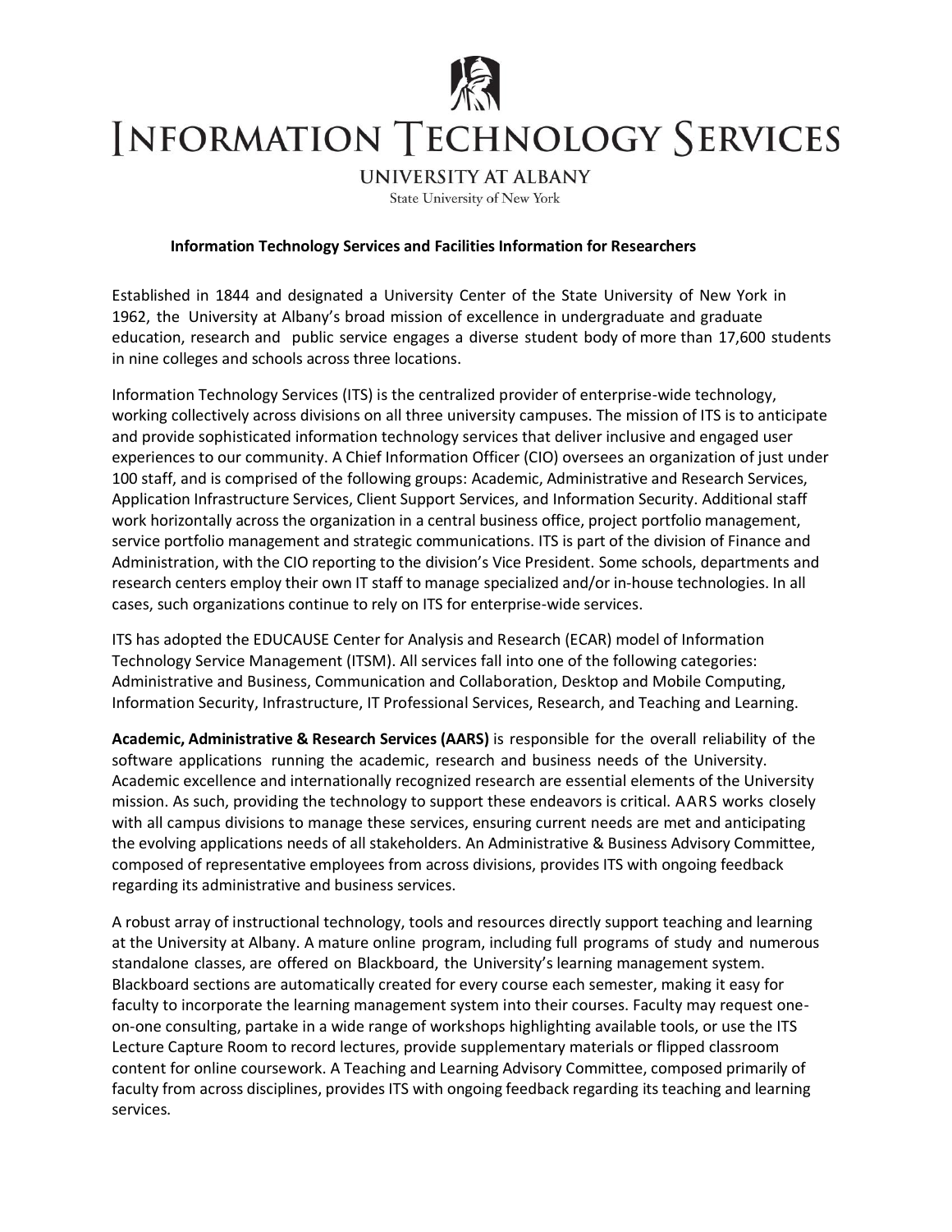# Information Technology Services

## University at Albany

State University of New York

### Information Technology Services and Facilities Information for Researchers

Established in 1844 and designated a University Center of the State University of New York in 1962, the University at Albany's broad mission of excellence in undergraduate and graduate education, research and public service engages a diverse student body of more than 17,600 students in nine colleges and schools across three locations.

Information Technology Services (ITS) is the centralized provider of enterprise-wide technology, working collectively across divisions on all three university campuses. The mission of ITS is to anticipate and provide sophisticated information technology services that deliver inclusive and engaged user experiences to our community. A Chief Information Officer (CIO) oversees an organization of just under 100 staff, and is comprised of the following groups: Academic, Administrative and Research Services, Application Infrastructure Services, Client Support Services, and Information Security. Additional staff work horizontally across the organization in a central business office, project portfolio management, service portfolio management and strategic communications. ITS is part of the division of Finance and Administration, with the CIO reporting to the division's Vice President. Some schools, departments and research centers employ their own IT staff to manage specialized and/or in-house technologies. In all cases, such organizations continue to rely on ITS for enterprise-wide services.

ITS has adopted the EDUCAUSE Center for Analysis and Research (ECAR) model of Information Technology Service Management (ITSM). All services fall into one of the following categories: Administrative and Business, Communication and Collaboration, Desktop and Mobile Computing, Information Security, Infrastructure, IT Professional Services, Research, and Teaching and Learning.

**Academic, Administrative & Research Services (AARS)** is responsible for the overall reliability of the software applications running the academic, research and business needs of the University. Academic excellence and internationally recognized research are essential elements of the University mission. As such, providing the technology to support these endeavors is critical. AARS works closely with all campus divisions to manage these services, ensuring current needs are met and anticipating the evolving applications needs of all stakeholders. An Administrative & Business Advisory Committee, composed of representative employees from across divisions, provides ITS with ongoing feedback regarding its administrative and business services.

A robust array of instructional technology, tools and resources directly support teaching and learning at the University at Albany. A mature online program, including full programs of study and numerous standalone classes, are offered on Blackboard, the University's learning management system. Blackboard sections are automatically created for every course each semester, making it easy for faculty to incorporate the learning management system into their courses. Faculty may request one-on-one consulting, partake in a wide range of workshops highlighting available tools, or use the ITS Lecture Capture Room to record lectures, provide supplementary materials or flipped classroom content for online coursework. A Teaching and Learning Advisory Committee, composed primarily of faculty from across disciplines, provides ITS with ongoing feedback regarding its teaching and learning services.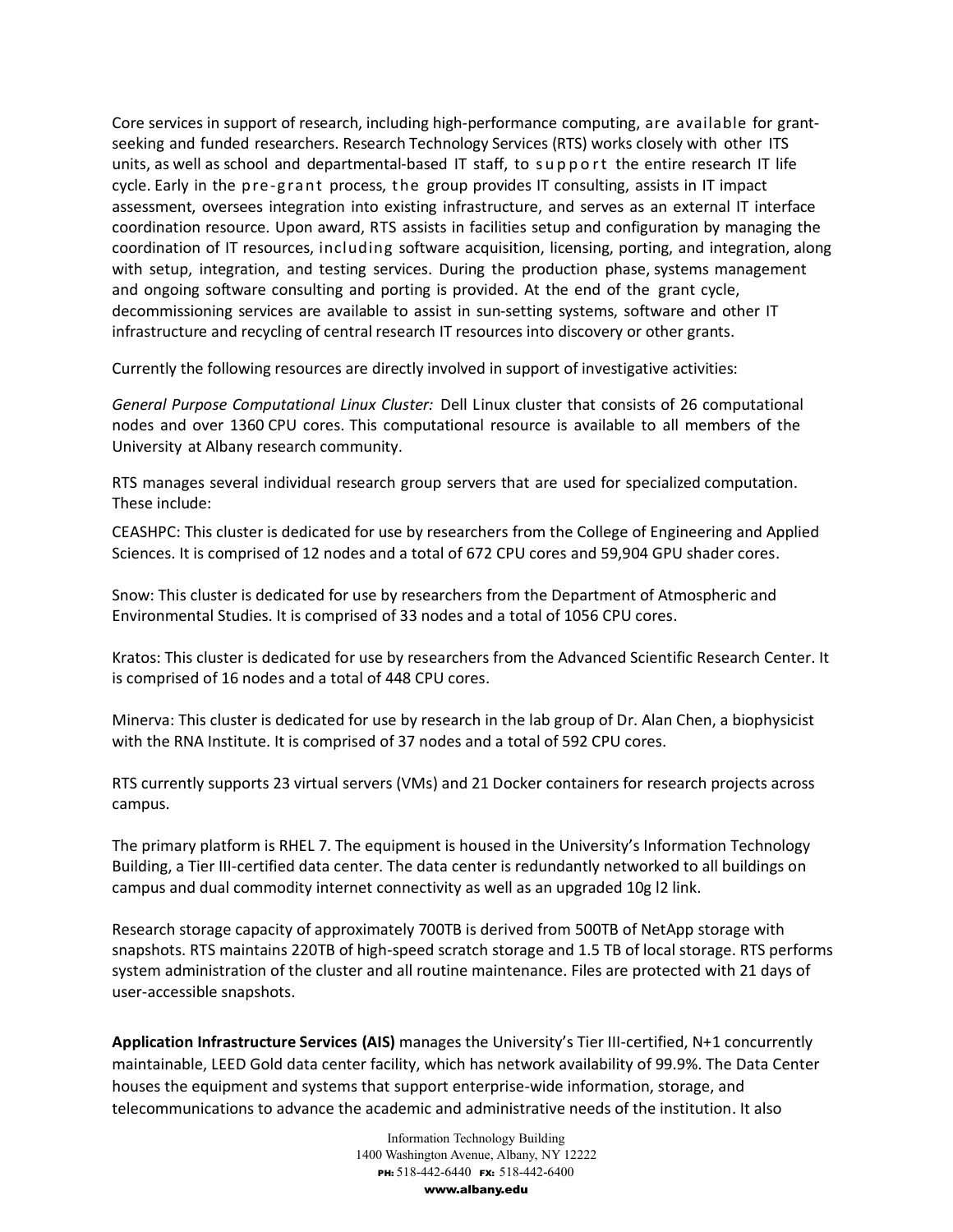Core services in support of research, including high-performance computing, are available for grant-seeking and funded researchers. Research Technology Services (RTS) works closely with other ITS units, as well as school and departmental-based IT staff, to support the entire research IT life cycle. Early in the pre-grant process, the group provides IT consulting, assists in IT impact assessment, oversees integration into existing infrastructure, and serves as an external IT interface coordination resource. Upon award, RTS assists in facilities setup and configuration by managing the coordination of IT resources, including software acquisition, licensing, porting, and integration, along with setup, integration, and testing services. During the production phase, systems management and ongoing software consulting and porting is provided. At the end of the grant cycle, decommissioning services are available to assist in sun-setting systems, software and other IT infrastructure and recycling of central research IT resources into discovery or other grants.

Currently the following resources are directly involved in support of investigative activities:

*General Purpose Computational Linux Cluster:* Dell Linux cluster that consists of 26 computational nodes and over 1360 CPU cores. This computational resource is available to all members of the University at Albany research community.

RTS manages several individual research group servers that are used for specialized computation. These include:

CEASHPC: This cluster is dedicated for use by researchers from the College of Engineering and Applied Sciences. It is comprised of 12 nodes and a total of 672 CPU cores and 59,904 GPU shader cores.

Snow: This cluster is dedicated for use by researchers from the Department of Atmospheric and Environmental Studies. It is comprised of 33 nodes and a total of 1056 CPU cores.

Kratos: This cluster is dedicated for use by researchers from the Advanced Scientific Research Center. It is comprised of 16 nodes and a total of 448 CPU cores.

Minerva: This cluster is dedicated for use by research in the lab group of Dr. Alan Chen, a biophysicist with the RNA Institute. It is comprised of 37 nodes and a total of 592 CPU cores.

RTS currently supports 23 virtual servers (VMs) and 21 Docker containers for research projects across campus.

The primary platform is RHEL 7. The equipment is housed in the University's Information Technology Building, a Tier III-certified data center. The data center is redundantly networked to all buildings on campus and dual commodity internet connectivity as well as an upgraded 10g l2 link.

Research storage capacity of approximately 700TB is derived from 500TB of NetApp storage with snapshots. RTS maintains 220TB of high-speed scratch storage and 1.5 TB of local storage. RTS performs system administration of the cluster and all routine maintenance. Files are protected with 21 days of user-accessible snapshots.

**Application Infrastructure Services (AIS)** manages the University's Tier III-certified, N+1 concurrently maintainable, LEED Gold data center facility, which has network availability of 99.9%. The Data Center houses the equipment and systems that support enterprise-wide information, storage, and telecommunications to advance the academic and administrative needs of the institution. It also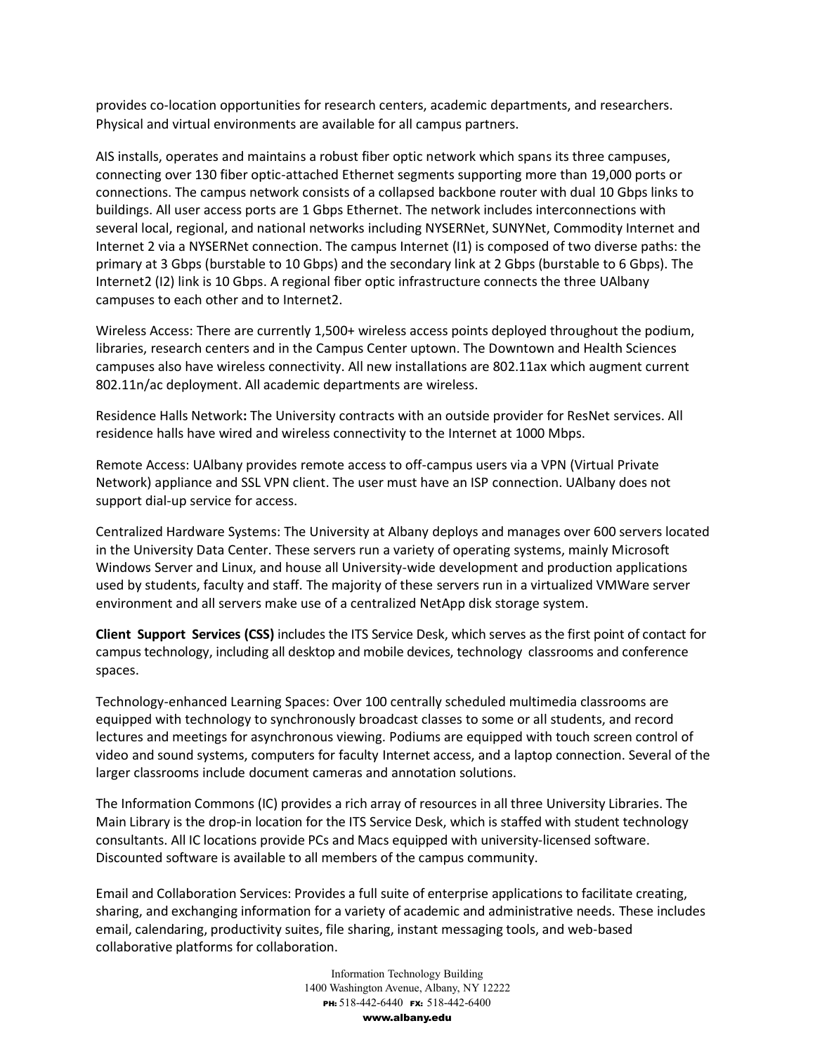provides co-location opportunities for research centers, academic departments, and researchers. Physical and virtual environments are available for all campus partners.

AIS installs, operates and maintains a robust fiber optic network which spans its three campuses, connecting over 130 fiber optic-attached Ethernet segments supporting more than 19,000 ports or connections. The campus network consists of a collapsed backbone router with dual 10 Gbps links to buildings. All user access ports are 1 Gbps Ethernet. The network includes interconnections with several local, regional, and national networks including NYSERNet, SUNYNet, Commodity Internet and Internet 2 via a NYSERNet connection. The campus Internet (I1) is composed of two diverse paths: the primary at 3 Gbps (burstable to 10 Gbps) and the secondary link at 2 Gbps (burstable to 6 Gbps). The Internet2 (I2) link is 10 Gbps. A regional fiber optic infrastructure connects the three UAlbany campuses to each other and to Internet2.

Wireless Access: There are currently 1,500+ wireless access points deployed throughout the podium, libraries, research centers and in the Campus Center uptown. The Downtown and Health Sciences campuses also have wireless connectivity. All new installations are 802.11ax which augment current 802.11n/ac deployment. All academic departments are wireless.

Residence Halls Network**:** The University contracts with an outside provider for ResNet services. All residence halls have wired and wireless connectivity to the Internet at 1000 Mbps.

Remote Access: UAlbany provides remote access to off-campus users via a VPN (Virtual Private Network) appliance and SSL VPN client. The user must have an ISP connection. UAlbany does not support dial-up service for access.

Centralized Hardware Systems: The University at Albany deploys and manages over 600 servers located in the University Data Center. These servers run a variety of operating systems, mainly Microsoft Windows Server and Linux, and house all University-wide development and production applications used by students, faculty and staff. The majority of these servers run in a virtualized VMWare server environment and all servers make use of a centralized NetApp disk storage system.

**Client Support Services (CSS)** includes the ITS Service Desk, which serves as the first point of contact for campus technology, including all desktop and mobile devices, technology classrooms and conference spaces.

Technology-enhanced Learning Spaces: Over 100 centrally scheduled multimedia classrooms are equipped with technology to synchronously broadcast classes to some or all students, and record lectures and meetings for asynchronous viewing. Podiums are equipped with touch screen control of video and sound systems, computers for faculty Internet access, and a laptop connection. Several of the larger classrooms include document cameras and annotation solutions.

The Information Commons (IC) provides a rich array of resources in all three University Libraries. The Main Library is the drop-in location for the ITS Service Desk, which is staffed with student technology consultants. All IC locations provide PCs and Macs equipped with university-licensed software. Discounted software is available to all members of the campus community.

Email and Collaboration Services: Provides a full suite of enterprise applications to facilitate creating, sharing, and exchanging information for a variety of academic and administrative needs. These includes email, calendaring, productivity suites, file sharing, instant messaging tools, and web-based collaborative platforms for collaboration.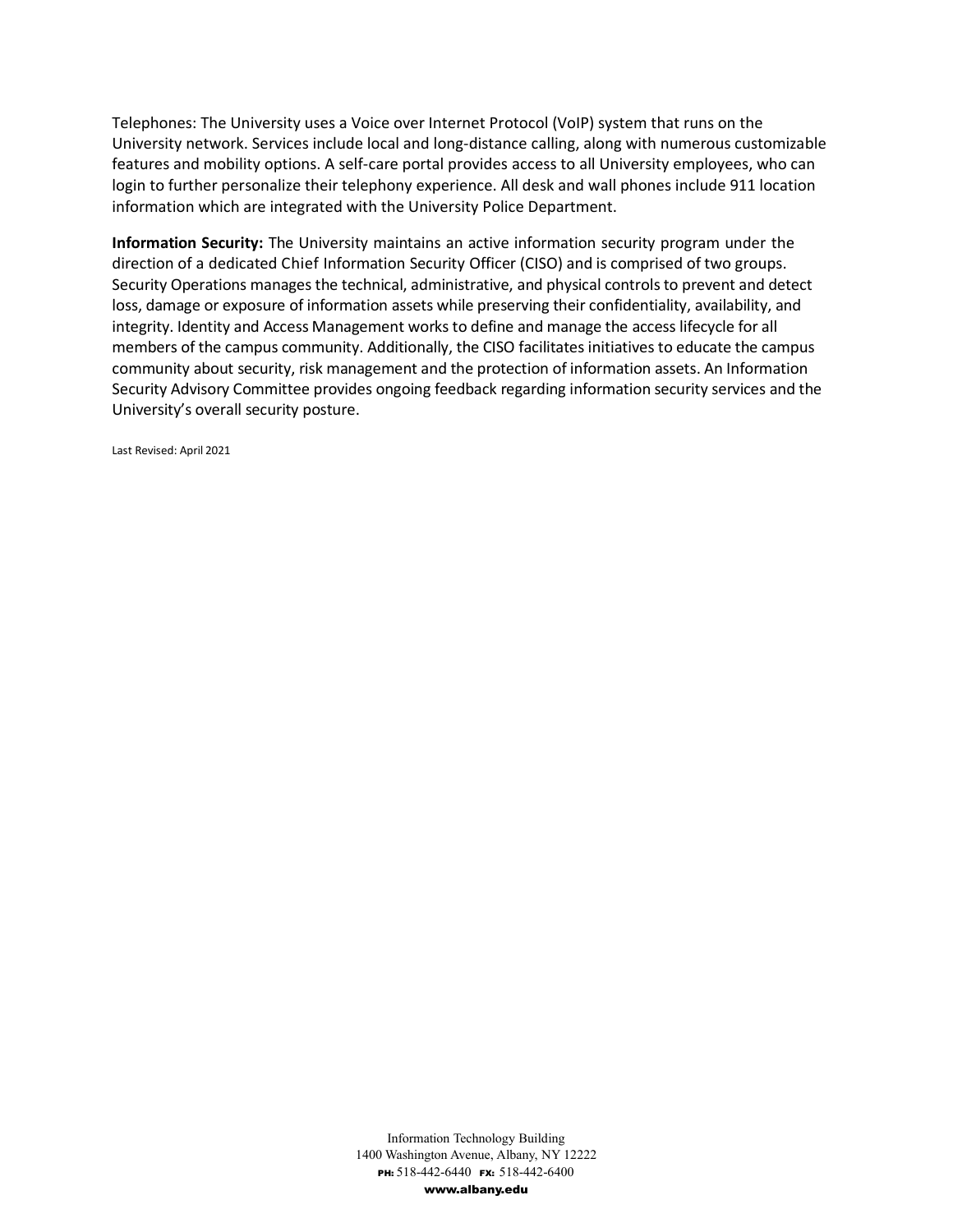Telephones: The University uses a Voice over Internet Protocol (VoIP) system that runs on the University network. Services include local and long-distance calling, along with numerous customizable features and mobility options. A self-care portal provides access to all University employees, who can login to further personalize their telephony experience. All desk and wall phones include 911 location information which are integrated with the University Police Department.

**Information Security:** The University maintains an active information security program under the direction of a dedicated Chief Information Security Officer (CISO) and is comprised of two groups. Security Operations manages the technical, administrative, and physical controls to prevent and detect loss, damage or exposure of information assets while preserving their confidentiality, availability, and integrity. Identity and Access Management works to define and manage the access lifecycle for all members of the campus community. Additionally, the CISO facilitates initiatives to educate the campus community about security, risk management and the protection of information assets. An Information Security Advisory Committee provides ongoing feedback regarding information security services and the University's overall security posture.

Last Revised: April 2021